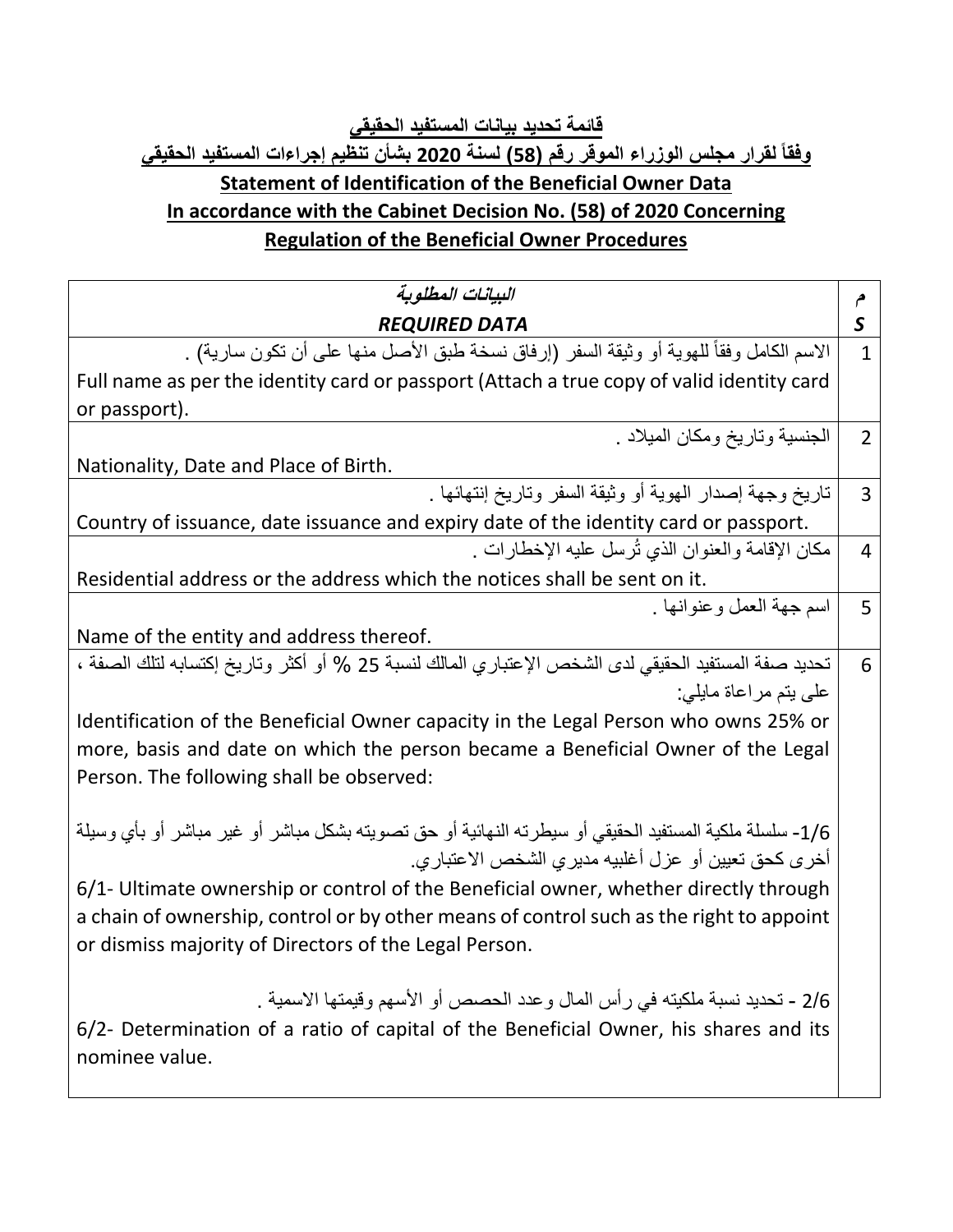**قائمة تحديد بيانات المستفيد الحقيقي**

**وفقاً لقرار مجلس الوزراء الموقر رقم (58) لسنة 2020 بشأن تنظيم إجراءات المستفيد الحقيقي**

**Statement of Identification of the Beneficial Owner Data**

**In accordance with the Cabinet Decision No. (58) of 2020 Concerning Regulation of the Beneficial Owner Procedures**

| ***البيانات المطلوبة***<br>***REQUIRED DATA*** | م<br>***S*** |
| --- | --- |
| الاسم الكامل وفقاً للهوية أو وثيقة السفر (إرفاق نسخة طبق الأصل منها على أن تكون سارية) .<br>Full name as per the identity card or passport (Attach a true copy of valid identity card or passport). | 1 |
| الجنسية وتاريخ ومكان الميلاد .<br>Nationality, Date and Place of Birth. | 2 |
| تاريخ وجهة إصدار الهوية أو وثيقة السفر وتاريخ إنتهائها .<br>Country of issuance, date issuance and expiry date of the identity card or passport. | 3 |
| مكان الإقامة والعنوان الذي تُرسل عليه الإخطارات .<br>Residential address or the address which the notices shall be sent on it. | 4 |
| اسم جهة العمل وعنوانها .<br>Name of the entity and address thereof. | 5 |
| تحديد صفة المستفيد الحقيقي لدى الشخص الإعتباري المالك لنسبة 25 % أو أكثر وتاريخ إكتسابه لتلك الصفة ، على يتم مراعاة مايلي:<br>Identification of the Beneficial Owner capacity in the Legal Person who owns 25% or more, basis and date on which the person became a Beneficial Owner of the Legal Person. The following shall be observed:<br><br>1/6- سلسلة ملكية المستفيد الحقيقي أو سيطرته النهائية أو حق تصويته بشكل مباشر أو غير مباشر أو بأي وسيلة أخرى كحق تعيين أو عزل أغلبيه مديري الشخص الاعتباري.<br>6/1- Ultimate ownership or control of the Beneficial owner, whether directly through a chain of ownership, control or by other means of control such as the right to appoint or dismiss majority of Directors of the Legal Person.<br><br>2/6 - تحديد نسبة ملكيته في رأس المال وعدد الحصص أو الأسهم وقيمتها الاسمية .<br>6/2- Determination of a ratio of capital of the Beneficial Owner, his shares and its nominee value. | 6 |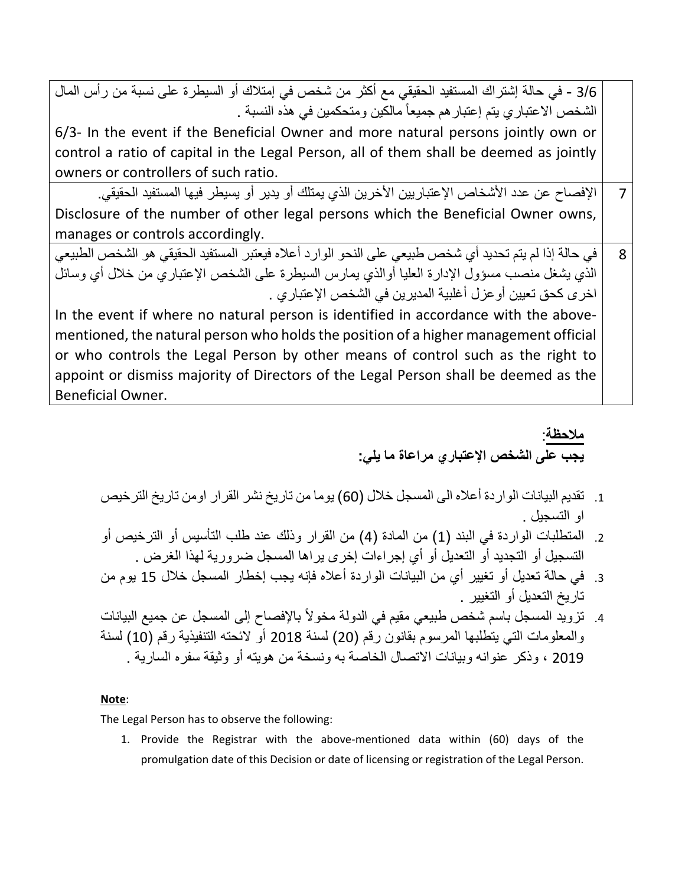| | |
|---|---|
| 3/6 - في حالة إشتراك المستفيد الحقيقي مع أكثر من شخص في إمتلاك أو السيطرة على نسبة من رأس المال الشخص الاعتباري يتم إعتبارهم جميعاً مالكين ومتحكمين في هذه النسبة .<br>6/3- In the event if the Beneficial Owner and more natural persons jointly own or control a ratio of capital in the Legal Person, all of them shall be deemed as jointly owners or controllers of such ratio. | |
| الإفصاح عن عدد الأشخاص الإعتباريين الأخرين الذي يمتلك أو يدير أو يسيطر فيها المستفيد الحقيقي.<br>Disclosure of the number of other legal persons which the Beneficial Owner owns, manages or controls accordingly. | 7 |
| في حالة إذا لم يتم تحديد أي شخص طبيعي على النحو الوارد أعلاه فيعتبر المستفيد الحقيقي هو الشخص الطبيعي الذي يشغل منصب مسؤول الإدارة العليا أوالذي يمارس السيطرة على الشخص الإعتباري من خلال أي وسائل اخرى كحق تعيين أوعزل أغلبية المديرين في الشخص الإعتباري .<br>In the event if where no natural person is identified in accordance with the above-mentioned, the natural person who holds the position of a higher management official or who controls the Legal Person by other means of control such as the right to appoint or dismiss majority of Directors of the Legal Person shall be deemed as the Beneficial Owner. | 8 |

**ملاحظة:**

**يجب على الشخص الإعتباري مراعاة ما يلي:**

1. تقديم البيانات الواردة أعلاه الى المسجل خلال (60) يوما من تاريخ نشر القرار اومن تاريخ الترخيص او التسجيل .
2. المتطلبات الواردة في البند (1) من المادة (4) من القرار وذلك عند طلب التأسيس أو الترخيص أو التسجيل أو التجديد أو التعديل أو أي إجراءات إخرى يراها المسجل ضرورية لهذا الغرض .
3. في حالة تعديل أو تغيير أي من البيانات الواردة أعلاه فإنه يجب إخطار المسجل خلال 15 يوم من تاريخ التعديل أو التغيير .
4. تزويد المسجل باسم شخص طبيعي مقيم في الدولة مخولاً بالإفصاح إلى المسجل عن جميع البيانات والمعلومات التي يتطلبها المرسوم بقانون رقم (20) لسنة 2018 أو لائحته التنفيذية رقم (10) لسنة 2019 ، وذكر عنوانه وبيانات الاتصال الخاصة به ونسخة من هويته أو وثيقة سفره السارية .

**Note**:

The Legal Person has to observe the following:

1. Provide the Registrar with the above-mentioned data within (60) days of the promulgation date of this Decision or date of licensing or registration of the Legal Person.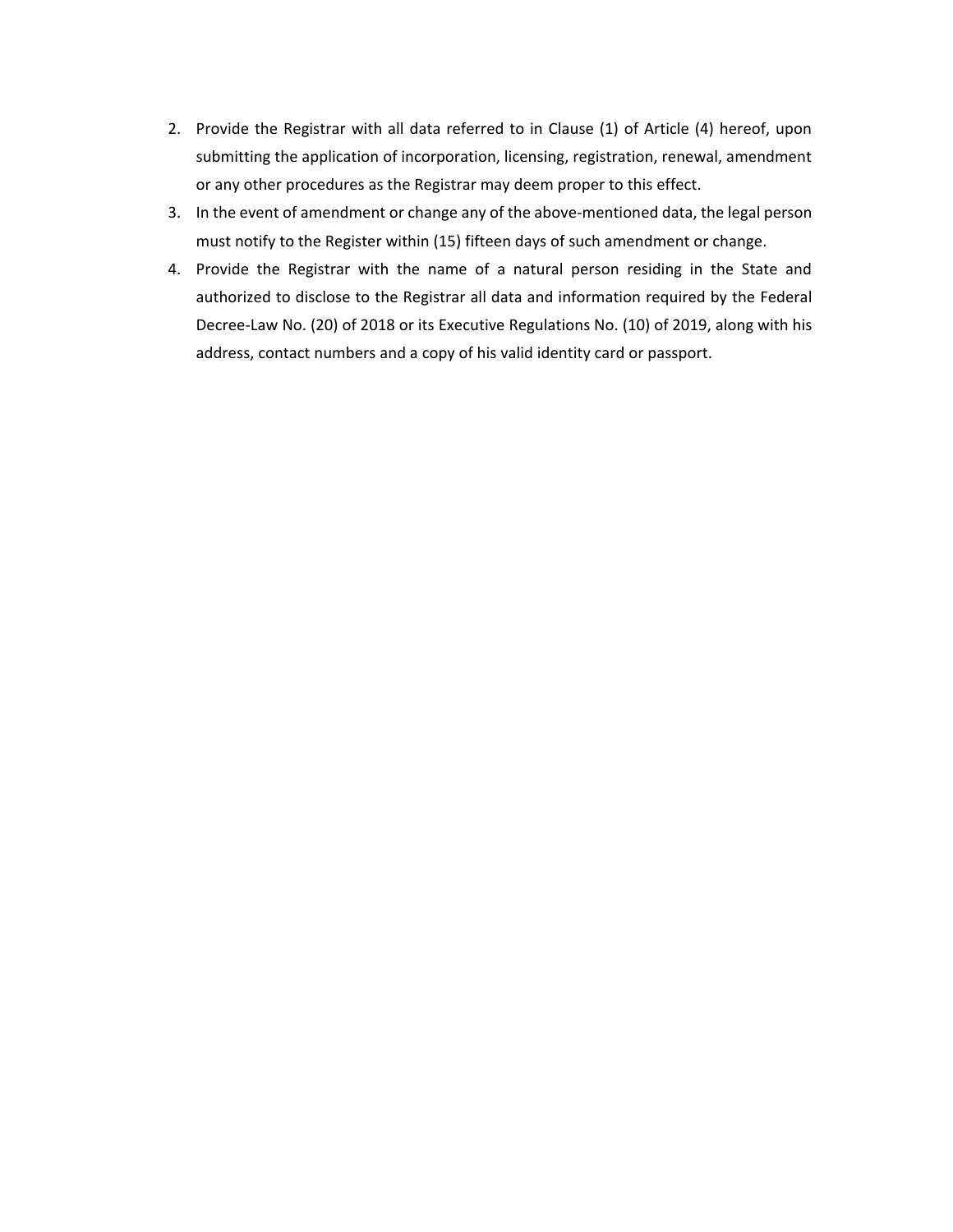2. Provide the Registrar with all data referred to in Clause (1) of Article (4) hereof, upon submitting the application of incorporation, licensing, registration, renewal, amendment or any other procedures as the Registrar may deem proper to this effect.
3. In the event of amendment or change any of the above-mentioned data, the legal person must notify to the Register within (15) fifteen days of such amendment or change.
4. Provide the Registrar with the name of a natural person residing in the State and authorized to disclose to the Registrar all data and information required by the Federal Decree-Law No. (20) of 2018 or its Executive Regulations No. (10) of 2019, along with his address, contact numbers and a copy of his valid identity card or passport.